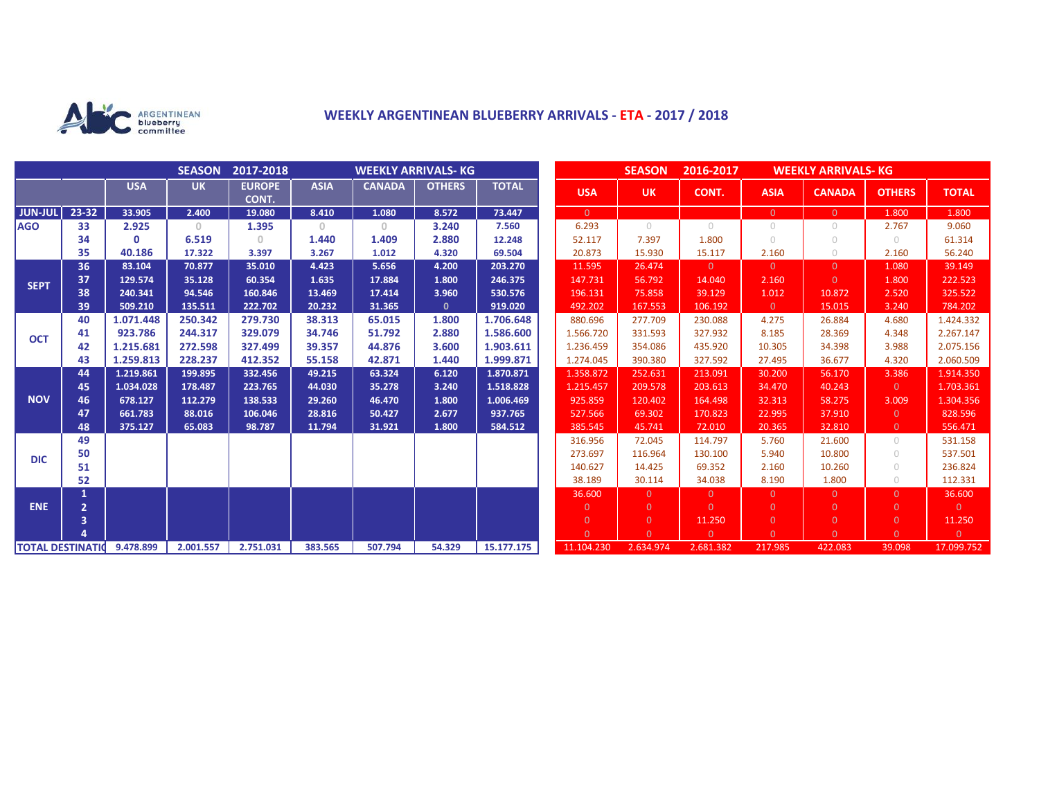ARGENTINEAN blueberry committee

# WEEKLY ARGENTINEAN BLUEBERRY ARRIVALS - ETA - 2017 / 2018

| | | SEASON 2017-2018 WEEKLY ARRIVALS- KG | | | | | | |
|---|---|---|---|---|---|---|---|---|
| | | USA | UK | EUROPE CONT. | ASIA | CANADA | OTHERS | TOTAL |
| JUN-JUL | 23-32 | 33.905 | 2.400 | 19.080 | 8.410 | 1.080 | 8.572 | 73.447 |
| AGO | 33 | 2.925 | 0 | 1.395 | 0 | 0 | 3.240 | 7.560 |
| | 34 | 0 | 6.519 | 0 | 1.440 | 1.409 | 2.880 | 12.248 |
| | 35 | 40.186 | 17.322 | 3.397 | 3.267 | 1.012 | 4.320 | 69.504 |
| SEPT | 36 | 83.104 | 70.877 | 35.010 | 4.423 | 5.656 | 4.200 | 203.270 |
| | 37 | 129.574 | 35.128 | 60.354 | 1.635 | 17.884 | 1.800 | 246.375 |
| | 38 | 240.341 | 94.546 | 160.846 | 13.469 | 17.414 | 3.960 | 530.576 |
| | 39 | 509.210 | 135.511 | 222.702 | 20.232 | 31.365 | 0 | 919.020 |
| OCT | 40 | 1.071.448 | 250.342 | 279.730 | 38.313 | 65.015 | 1.800 | 1.706.648 |
| | 41 | 923.786 | 244.317 | 329.079 | 34.746 | 51.792 | 2.880 | 1.586.600 |
| | 42 | 1.215.681 | 272.598 | 327.499 | 39.357 | 44.876 | 3.600 | 1.903.611 |
| | 43 | 1.259.813 | 228.237 | 412.352 | 55.158 | 42.871 | 1.440 | 1.999.871 |
| NOV | 44 | 1.219.861 | 199.895 | 332.456 | 49.215 | 63.324 | 6.120 | 1.870.871 |
| | 45 | 1.034.028 | 178.487 | 223.765 | 44.030 | 35.278 | 3.240 | 1.518.828 |
| | 46 | 678.127 | 112.279 | 138.533 | 29.260 | 46.470 | 1.800 | 1.006.469 |
| | 47 | 661.783 | 88.016 | 106.046 | 28.816 | 50.427 | 2.677 | 937.765 |
| | 48 | 375.127 | 65.083 | 98.787 | 11.794 | 31.921 | 1.800 | 584.512 |
| DIC | 49 | | | | | | | |
| | 50 | | | | | | | |
| | 51 | | | | | | | |
| | 52 | | | | | | | |
| ENE | 1 | | | | | | | |
| | 2 | | | | | | | |
| | 3 | | | | | | | |
| | 4 | | | | | | | |
| TOTAL DESTINATIO | | 9.478.899 | 2.001.557 | 2.751.031 | 383.565 | 507.794 | 54.329 | 15.177.175 |

| SEASON 2016-2017 WEEKLY ARRIVALS- KG | | | | | | |
|---|---|---|---|---|---|---|
| USA | UK | CONT. | ASIA | CANADA | OTHERS | TOTAL |
| 0 | | | 0 | 0 | 1.800 | 1.800 |
| 6.293 | 0 | 0 | 0 | 0 | 2.767 | 9.060 |
| 52.117 | 7.397 | 1.800 | 0 | 0 | 0 | 61.314 |
| 20.873 | 15.930 | 15.117 | 2.160 | 0 | 2.160 | 56.240 |
| 11.595 | 26.474 | 0 | 0 | 0 | 1.080 | 39.149 |
| 147.731 | 56.792 | 14.040 | 2.160 | 0 | 1.800 | 222.523 |
| 196.131 | 75.858 | 39.129 | 1.012 | 10.872 | 2.520 | 325.522 |
| 492.202 | 167.553 | 106.192 | 0 | 15.015 | 3.240 | 784.202 |
| 880.696 | 277.709 | 230.088 | 4.275 | 26.884 | 4.680 | 1.424.332 |
| 1.566.720 | 331.593 | 327.932 | 8.185 | 28.369 | 4.348 | 2.267.147 |
| 1.236.459 | 354.086 | 435.920 | 10.305 | 34.398 | 3.988 | 2.075.156 |
| 1.274.045 | 390.380 | 327.592 | 27.495 | 36.677 | 4.320 | 2.060.509 |
| 1.358.872 | 252.631 | 213.091 | 30.200 | 56.170 | 3.386 | 1.914.350 |
| 1.215.457 | 209.578 | 203.613 | 34.470 | 40.243 | 0 | 1.703.361 |
| 925.859 | 120.402 | 164.498 | 32.313 | 58.275 | 3.009 | 1.304.356 |
| 527.566 | 69.302 | 170.823 | 22.995 | 37.910 | 0 | 828.596 |
| 385.545 | 45.741 | 72.010 | 20.365 | 32.810 | 0 | 556.471 |
| 316.956 | 72.045 | 114.797 | 5.760 | 21.600 | 0 | 531.158 |
| 273.697 | 116.964 | 130.100 | 5.940 | 10.800 | 0 | 537.501 |
| 140.627 | 14.425 | 69.352 | 2.160 | 10.260 | 0 | 236.824 |
| 38.189 | 30.114 | 34.038 | 8.190 | 1.800 | 0 | 112.331 |
| 36.600 | 0 | 0 | 0 | 0 | 0 | 36.600 |
| 0 | 0 | 0 | 0 | 0 | 0 | 0 |
| 0 | 0 | 11.250 | 0 | 0 | 0 | 11.250 |
| 0 | 0 | 0 | 0 | 0 | 0 | 0 |
| 11.104.230 | 2.634.974 | 2.681.382 | 217.985 | 422.083 | 39.098 | 17.099.752 |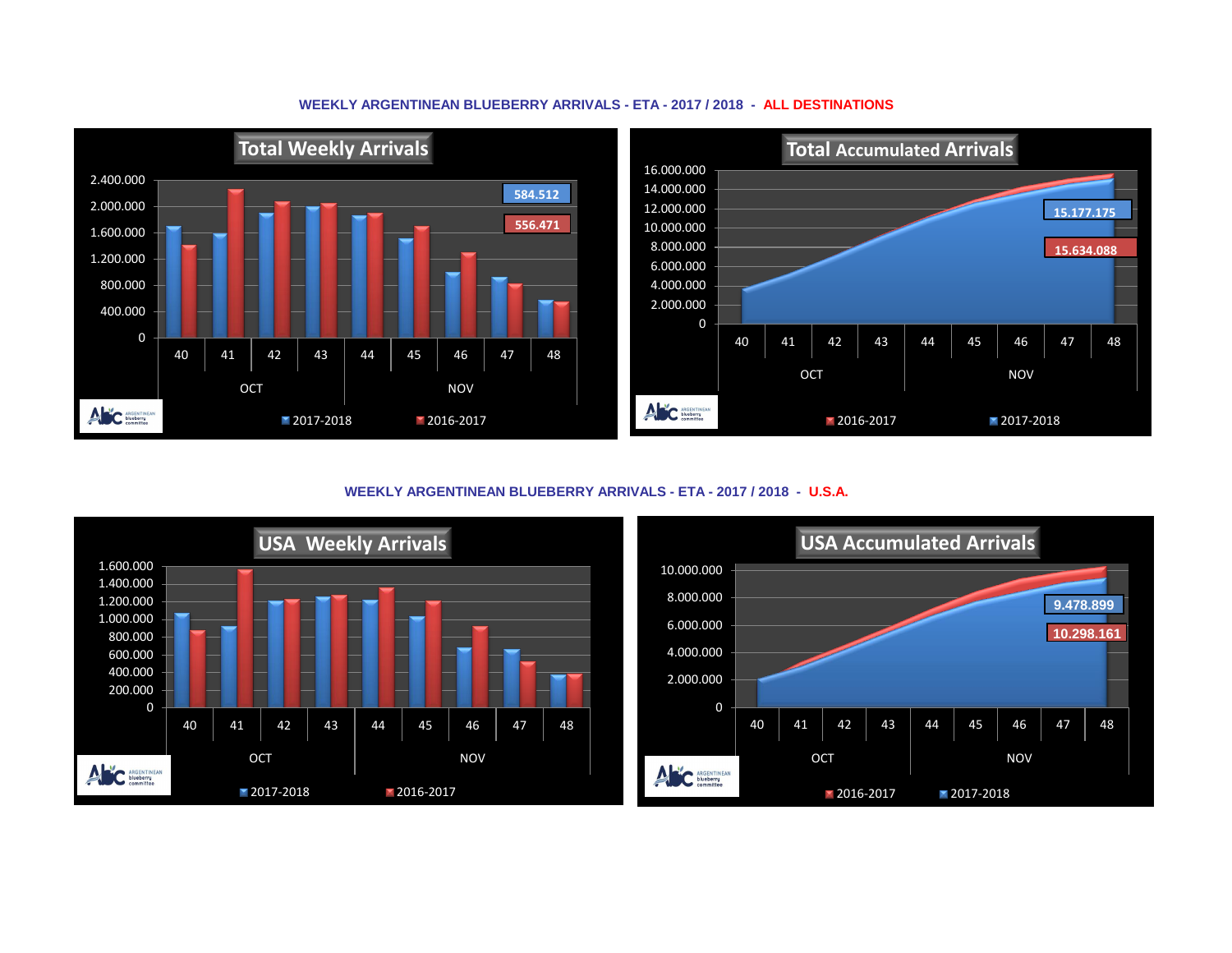## WEEKLY ARGENTINEAN BLUEBERRY ARRIVALS - ETA - 2017 / 2018 - ALL DESTINATIONS

**Total Weekly Arrivals**

2.400.000
2.000.000
1.600.000
1.200.000
800.000
400.000
0

584.512

556.471

40 41 42 43 44 45 46 47 48

OCT NOV

2017-2018 2016-2017

**Total Accumulated Arrivals**

16.000.000
14.000.000
12.000.000
10.000.000
8.000.000
6.000.000
4.000.000
2.000.000
0

15.177.175

15.634.088

40 41 42 43 44 45 46 47 48

OCT NOV

2016-2017 2017-2018

## WEEKLY ARGENTINEAN BLUEBERRY ARRIVALS - ETA - 2017 / 2018 - U.S.A.

**USA Weekly Arrivals**

1.600.000
1.400.000
1.200.000
1.000.000
800.000
600.000
400.000
200.000
0

40 41 42 43 44 45 46 47 48

OCT NOV

2017-2018 2016-2017

**USA Accumulated Arrivals**

10.000.000
8.000.000
6.000.000
4.000.000
2.000.000
0

9.478.899

10.298.161

40 41 42 43 44 45 46 47 48

OCT NOV

2016-2017 2017-2018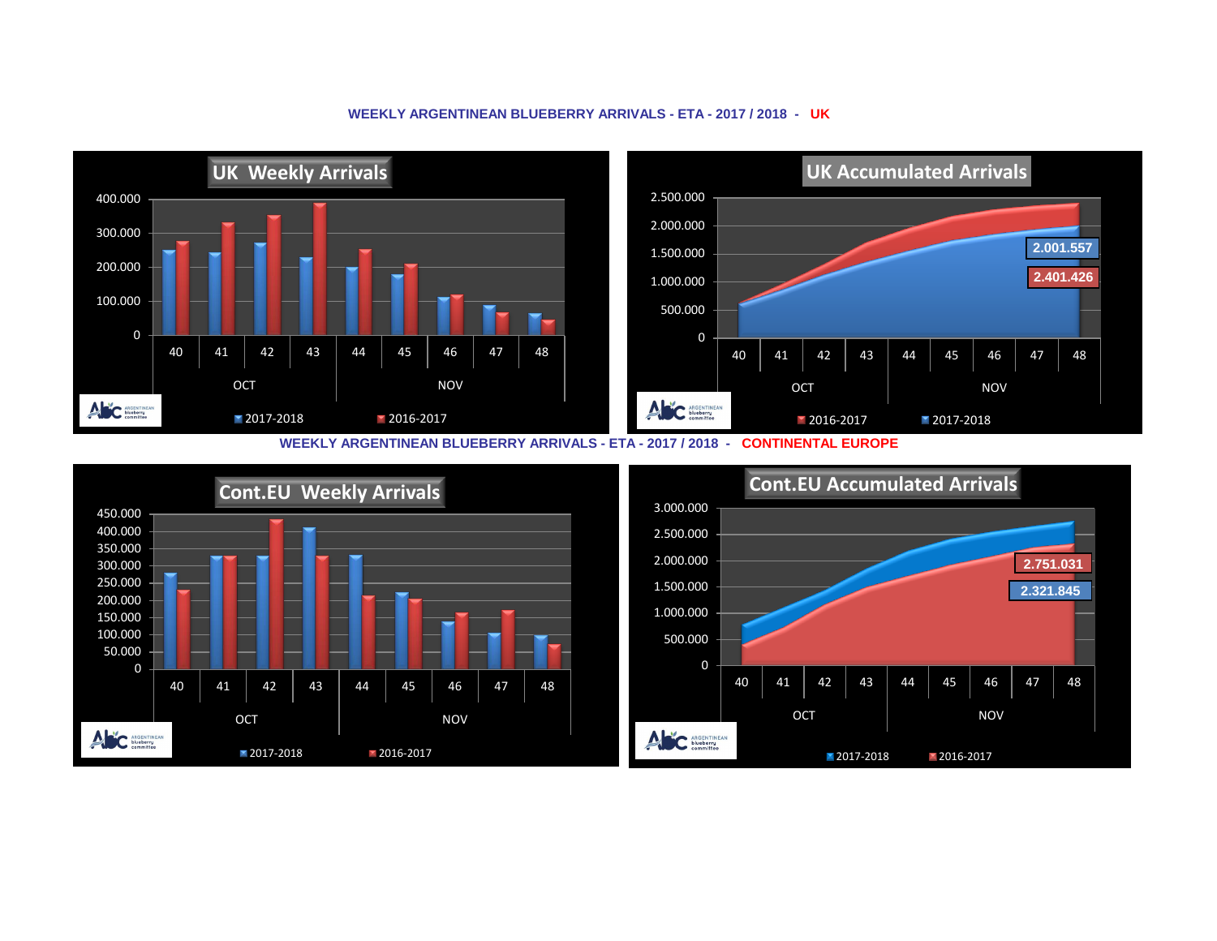# WEEKLY ARGENTINEAN BLUEBERRY ARRIVALS - ETA - 2017 / 2018 - UK

## UK Weekly Arrivals

400.000
300.000
200.000
100.000
0

40 41 42 43 44 45 46 47 48
OCT NOV

2017-2018 2016-2017

## UK Accumulated Arrivals

2.500.000
2.000.000
1.500.000
1.000.000
500.000
0

40 41 42 43 44 45 46 47 48
OCT NOV

2.001.557
2.401.426

2016-2017 2017-2018

# WEEKLY ARGENTINEAN BLUEBERRY ARRIVALS - ETA - 2017 / 2018 - CONTINENTAL EUROPE

## Cont.EU Weekly Arrivals

450.000
400.000
350.000
300.000
250.000
200.000
150.000
100.000
50.000
0

40 41 42 43 44 45 46 47 48
OCT NOV

2017-2018 2016-2017

## Cont.EU Accumulated Arrivals

3.000.000
2.500.000
2.000.000
1.500.000
1.000.000
500.000
0

40 41 42 43 44 45 46 47 48
OCT NOV

2.751.031
2.321.845

2017-2018 2016-2017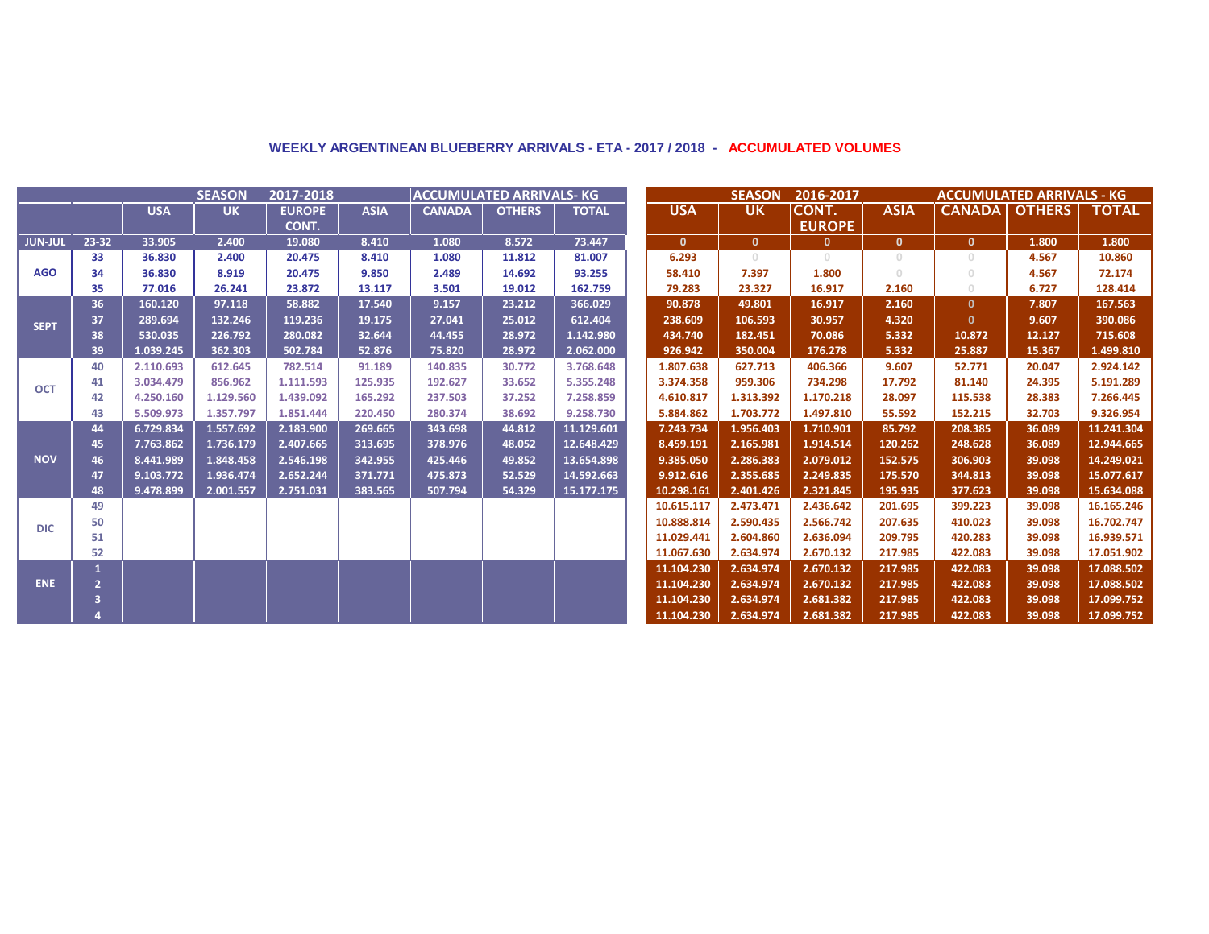# WEEKLY ARGENTINEAN BLUEBERRY ARRIVALS - ETA - 2017 / 2018 - ACCUMULATED VOLUMES

| | | SEASON 2017-2018 | | | | ACCUMULATED ARRIVALS- KG | | | SEASON 2016-2017 | | | | ACCUMULATED ARRIVALS - KG | | |
|---|---|---|---|---|---|---|---|---|---|---|---|---|---|---|---|
| | | USA | UK | EUROPE CONT. | ASIA | CANADA | OTHERS | TOTAL | USA | UK | CONT. EUROPE | ASIA | CANADA | OTHERS | TOTAL |
| JUN-JUL | 23-32 | 33.905 | 2.400 | 19.080 | 8.410 | 1.080 | 8.572 | 73.447 | 0 | 0 | 0 | 0 | 0 | 1.800 | 1.800 |
| AGO | 33 | 36.830 | 2.400 | 20.475 | 8.410 | 1.080 | 11.812 | 81.007 | 6.293 | 0 | 0 | 0 | 0 | 4.567 | 10.860 |
| | 34 | 36.830 | 8.919 | 20.475 | 9.850 | 2.489 | 14.692 | 93.255 | 58.410 | 7.397 | 1.800 | 0 | 0 | 4.567 | 72.174 |
| | 35 | 77.016 | 26.241 | 23.872 | 13.117 | 3.501 | 19.012 | 162.759 | 79.283 | 23.327 | 16.917 | 2.160 | 0 | 6.727 | 128.414 |
| SEPT | 36 | 160.120 | 97.118 | 58.882 | 17.540 | 9.157 | 23.212 | 366.029 | 90.878 | 49.801 | 16.917 | 2.160 | 0 | 7.807 | 167.563 |
| | 37 | 289.694 | 132.246 | 119.236 | 19.175 | 27.041 | 25.012 | 612.404 | 238.609 | 106.593 | 30.957 | 4.320 | 0 | 9.607 | 390.086 |
| | 38 | 530.035 | 226.792 | 280.082 | 32.644 | 44.455 | 28.972 | 1.142.980 | 434.740 | 182.451 | 70.086 | 5.332 | 10.872 | 12.127 | 715.608 |
| | 39 | 1.039.245 | 362.303 | 502.784 | 52.876 | 75.820 | 28.972 | 2.062.000 | 926.942 | 350.004 | 176.278 | 5.332 | 25.887 | 15.367 | 1.499.810 |
| OCT | 40 | 2.110.693 | 612.645 | 782.514 | 91.189 | 140.835 | 30.772 | 3.768.648 | 1.807.638 | 627.713 | 406.366 | 9.607 | 52.771 | 20.047 | 2.924.142 |
| | 41 | 3.034.479 | 856.962 | 1.111.593 | 125.935 | 192.627 | 33.652 | 5.355.248 | 3.374.358 | 959.306 | 734.298 | 17.792 | 81.140 | 24.395 | 5.191.289 |
| | 42 | 4.250.160 | 1.129.560 | 1.439.092 | 165.292 | 237.503 | 37.252 | 7.258.859 | 4.610.817 | 1.313.392 | 1.170.218 | 28.097 | 115.538 | 28.383 | 7.266.445 |
| | 43 | 5.509.973 | 1.357.797 | 1.851.444 | 220.450 | 280.374 | 38.692 | 9.258.730 | 5.884.862 | 1.703.772 | 1.497.810 | 55.592 | 152.215 | 32.703 | 9.326.954 |
| NOV | 44 | 6.729.834 | 1.557.692 | 2.183.900 | 269.665 | 343.698 | 44.812 | 11.129.601 | 7.243.734 | 1.956.403 | 1.710.901 | 85.792 | 208.385 | 36.089 | 11.241.304 |
| | 45 | 7.763.862 | 1.736.179 | 2.407.665 | 313.695 | 378.976 | 48.052 | 12.648.429 | 8.459.191 | 2.165.981 | 1.914.514 | 120.262 | 248.628 | 36.089 | 12.944.665 |
| | 46 | 8.441.989 | 1.848.458 | 2.546.198 | 342.955 | 425.446 | 49.852 | 13.654.898 | 9.385.050 | 2.286.383 | 2.079.012 | 152.575 | 306.903 | 39.098 | 14.249.021 |
| | 47 | 9.103.772 | 1.936.474 | 2.652.244 | 371.771 | 475.873 | 52.529 | 14.592.663 | 9.912.616 | 2.355.685 | 2.249.835 | 175.570 | 344.813 | 39.098 | 15.077.617 |
| | 48 | 9.478.899 | 2.001.557 | 2.751.031 | 383.565 | 507.794 | 54.329 | 15.177.175 | 10.298.161 | 2.401.426 | 2.321.845 | 195.935 | 377.623 | 39.098 | 15.634.088 |
| DIC | 49 | | | | | | | | 10.615.117 | 2.473.471 | 2.436.642 | 201.695 | 399.223 | 39.098 | 16.165.246 |
| | 50 | | | | | | | | 10.888.814 | 2.590.435 | 2.566.742 | 207.635 | 410.023 | 39.098 | 16.702.747 |
| | 51 | | | | | | | | 11.029.441 | 2.604.860 | 2.636.094 | 209.795 | 420.283 | 39.098 | 16.939.571 |
| | 52 | | | | | | | | 11.067.630 | 2.634.974 | 2.670.132 | 217.985 | 422.083 | 39.098 | 17.051.902 |
| ENE | 1 | | | | | | | | 11.104.230 | 2.634.974 | 2.670.132 | 217.985 | 422.083 | 39.098 | 17.088.502 |
| | 2 | | | | | | | | 11.104.230 | 2.634.974 | 2.670.132 | 217.985 | 422.083 | 39.098 | 17.088.502 |
| | 3 | | | | | | | | 11.104.230 | 2.634.974 | 2.681.382 | 217.985 | 422.083 | 39.098 | 17.099.752 |
| | 4 | | | | | | | | 11.104.230 | 2.634.974 | 2.681.382 | 217.985 | 422.083 | 39.098 | 17.099.752 |